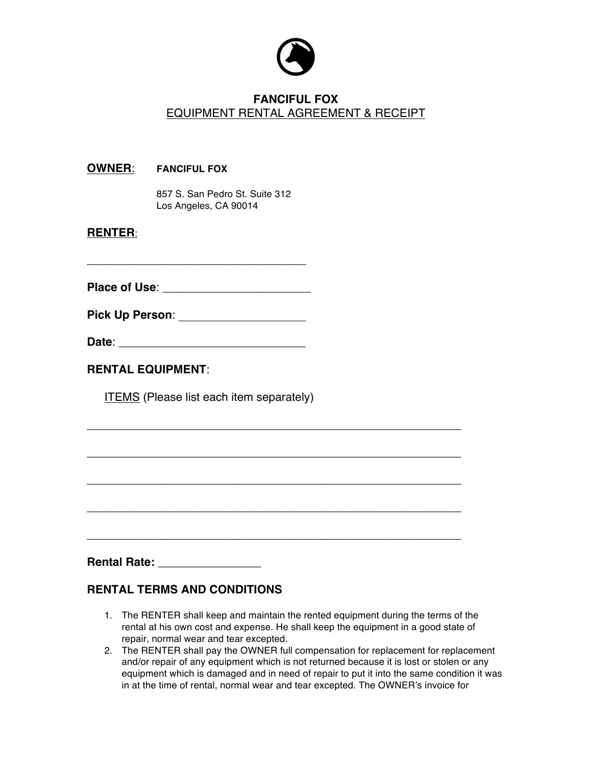# FANCIFUL FOX

## EQUIPMENT RENTAL AGREEMENT & RECEIPT

**OWNER**: **FANCIFUL FOX**

857 S. San Pedro St. Suite 312
Los Angeles, CA 90014

**RENTER**:

____________________________________

**Place of Use**: ______________________

**Pick Up Person**: ___________________

**Date**: ____________________________

**RENTAL EQUIPMENT**:

ITEMS (Please list each item separately)

_____________________________________________________________

_____________________________________________________________

_____________________________________________________________

_____________________________________________________________

_____________________________________________________________

**Rental Rate:** ________________

**RENTAL TERMS AND CONDITIONS**

1. The RENTER shall keep and maintain the rented equipment during the terms of the rental at his own cost and expense. He shall keep the equipment in a good state of repair, normal wear and tear excepted.
2. The RENTER shall pay the OWNER full compensation for replacement for replacement and/or repair of any equipment which is not returned because it is lost or stolen or any equipment which is damaged and in need of repair to put it into the same condition it was in at the time of rental, normal wear and tear excepted. The OWNER's invoice for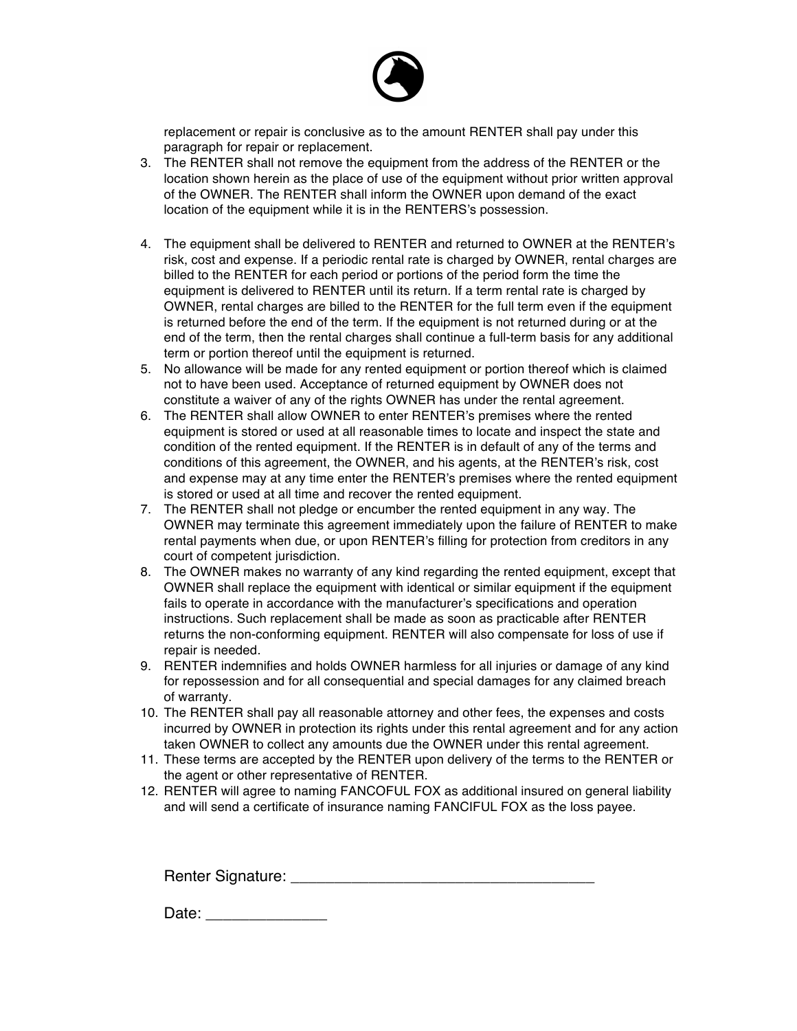replacement or repair is conclusive as to the amount RENTER shall pay under this paragraph for repair or replacement.

3. The RENTER shall not remove the equipment from the address of the RENTER or the location shown herein as the place of use of the equipment without prior written approval of the OWNER. The RENTER shall inform the OWNER upon demand of the exact location of the equipment while it is in the RENTERS's possession.

4. The equipment shall be delivered to RENTER and returned to OWNER at the RENTER's risk, cost and expense. If a periodic rental rate is charged by OWNER, rental charges are billed to the RENTER for each period or portions of the period form the time the equipment is delivered to RENTER until its return. If a term rental rate is charged by OWNER, rental charges are billed to the RENTER for the full term even if the equipment is returned before the end of the term. If the equipment is not returned during or at the end of the term, then the rental charges shall continue a full-term basis for any additional term or portion thereof until the equipment is returned.
5. No allowance will be made for any rented equipment or portion thereof which is claimed not to have been used. Acceptance of returned equipment by OWNER does not constitute a waiver of any of the rights OWNER has under the rental agreement.
6. The RENTER shall allow OWNER to enter RENTER's premises where the rented equipment is stored or used at all reasonable times to locate and inspect the state and condition of the rented equipment. If the RENTER is in default of any of the terms and conditions of this agreement, the OWNER, and his agents, at the RENTER's risk, cost and expense may at any time enter the RENTER's premises where the rented equipment is stored or used at all time and recover the rented equipment.
7. The RENTER shall not pledge or encumber the rented equipment in any way. The OWNER may terminate this agreement immediately upon the failure of RENTER to make rental payments when due, or upon RENTER's filling for protection from creditors in any court of competent jurisdiction.
8. The OWNER makes no warranty of any kind regarding the rented equipment, except that OWNER shall replace the equipment with identical or similar equipment if the equipment fails to operate in accordance with the manufacturer's specifications and operation instructions. Such replacement shall be made as soon as practicable after RENTER returns the non-conforming equipment. RENTER will also compensate for loss of use if repair is needed.
9. RENTER indemnifies and holds OWNER harmless for all injuries or damage of any kind for repossession and for all consequential and special damages for any claimed breach of warranty.
10. The RENTER shall pay all reasonable attorney and other fees, the expenses and costs incurred by OWNER in protection its rights under this rental agreement and for any action taken OWNER to collect any amounts due the OWNER under this rental agreement.
11. These terms are accepted by the RENTER upon delivery of the terms to the RENTER or the agent or other representative of RENTER.
12. RENTER will agree to naming FANCOFUL FOX as additional insured on general liability and will send a certificate of insurance naming FANCIFUL FOX as the loss payee.

Renter Signature: ___________________________________

Date: ______________